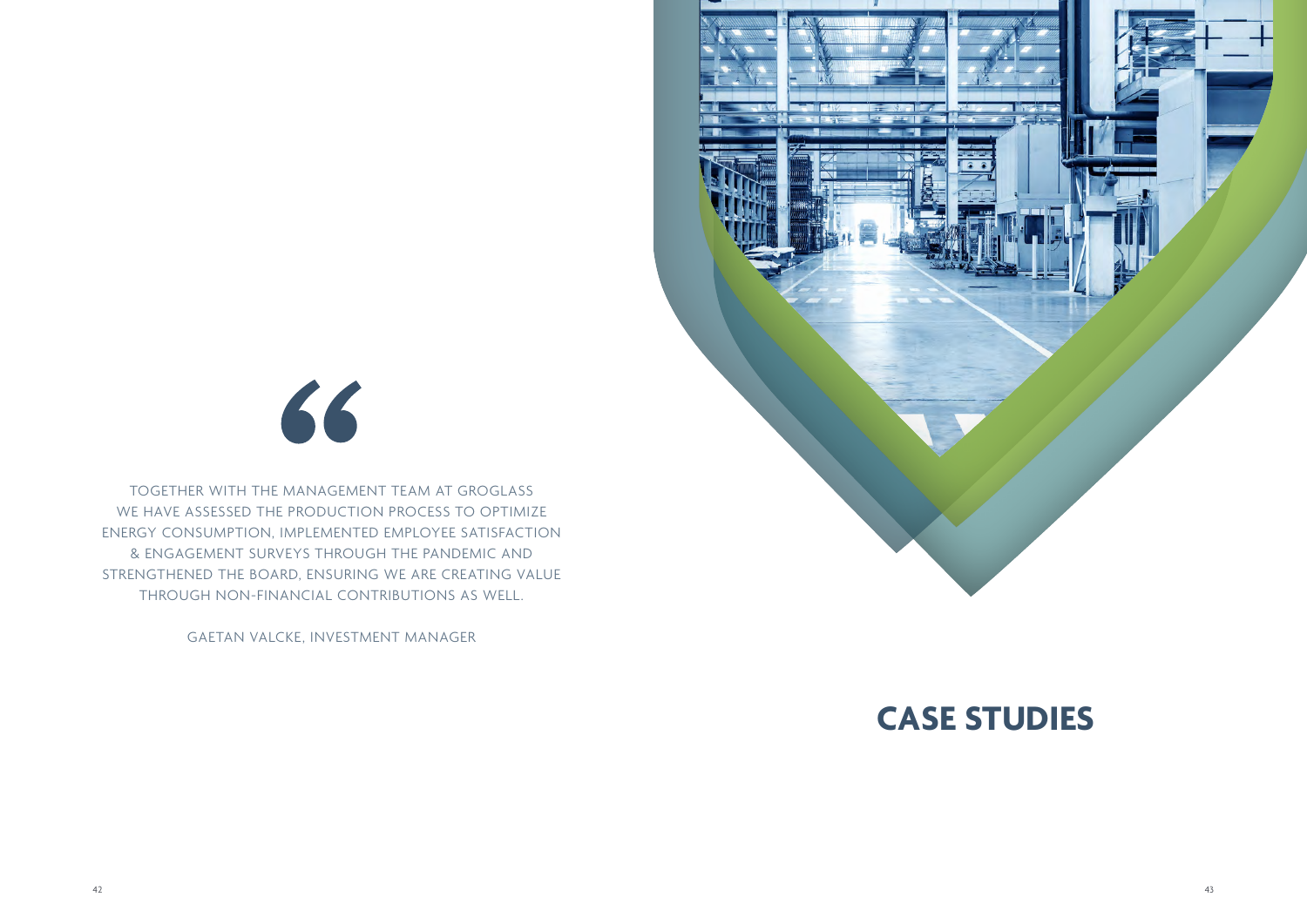> "
>
> TOGETHER WITH THE MANAGEMENT TEAM AT GROGLASS WE HAVE ASSESSED THE PRODUCTION PROCESS TO OPTIMIZE ENERGY CONSUMPTION, IMPLEMENTED EMPLOYEE SATISFACTION & ENGAGEMENT SURVEYS THROUGH THE PANDEMIC AND STRENGTHENED THE BOARD, ENSURING WE ARE CREATING VALUE THROUGH NON-FINANCIAL CONTRIBUTIONS AS WELL.
>
> GAETAN VALCKE, INVESTMENT MANAGER

# CASE STUDIES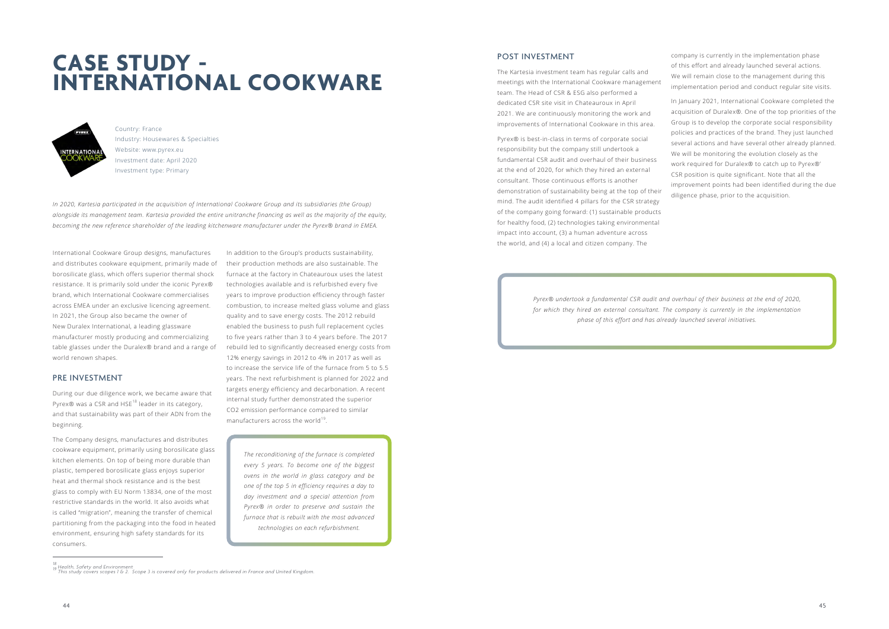# CASE STUDY - INTERNATIONAL COOKWARE

Country: France
Industry: Housewares & Specialties
Website: www.pyrex.eu
Investment date: April 2020
Investment type: Primary

*In 2020, Kartesia participated in the acquisition of International Cookware Group and its subsidiaries (the Group) alongside its management team. Kartesia provided the entire unitranche financing as well as the majority of the equity, becoming the new reference shareholder of the leading kitchenware manufacturer under the Pyrex® brand in EMEA.*

International Cookware Group designs, manufactures and distributes cookware equipment, primarily made of borosilicate glass, which offers superior thermal shock resistance. It is primarily sold under the iconic Pyrex® brand, which International Cookware commercialises across EMEA under an exclusive licencing agreement. In 2021, the Group also became the owner of New Duralex International, a leading glassware manufacturer mostly producing and commercializing table glasses under the Duralex® brand and a range of world renown shapes.

## PRE INVESTMENT

During our due diligence work, we became aware that Pyrex® was a CSR and HSE[18] leader in its category, and that sustainability was part of their ADN from the beginning.

The Company designs, manufactures and distributes cookware equipment, primarily using borosilicate glass kitchen elements. On top of being more durable than plastic, tempered borosilicate glass enjoys superior heat and thermal shock resistance and is the best glass to comply with EU Norm 13834, one of the most restrictive standards in the world. It also avoids what is called "migration", meaning the transfer of chemical partitioning from the packaging into the food in heated environment, ensuring high safety standards for its consumers.

In addition to the Group's products sustainability, their production methods are also sustainable. The furnace at the factory in Chateauroux uses the latest technologies available and is refurbished every five years to improve production efficiency through faster combustion, to increase melted glass volume and glass quality and to save energy costs. The 2012 rebuild enabled the business to push full replacement cycles to five years rather than 3 to 4 years before. The 2017 rebuild led to significantly decreased energy costs from 12% energy savings in 2012 to 4% in 2017 as well as to increase the service life of the furnace from 5 to 5.5 years. The next refurbishment is planned for 2022 and targets energy efficiency and decarbonation. A recent internal study further demonstrated the superior $CO_2$ emission performance compared to similar manufacturers across the world[19].

*The reconditioning of the furnace is completed every 5 years. To become one of the biggest ovens in the world in glass category and be one of the top 5 in efficiency requires a day to day investment and a special attention from Pyrex® in order to preserve and sustain the furnace that is rebuilt with the most advanced technologies on each refurbishment.*

## POST INVESTMENT

The Kartesia investment team has regular calls and meetings with the International Cookware management team. The Head of CSR & ESG also performed a dedicated CSR site visit in Chateauroux in April 2021. We are continuously monitoring the work and improvements of International Cookware in this area.

Pyrex® is best-in-class in terms of corporate social responsibility but the company still undertook a fundamental CSR audit and overhaul of their business at the end of 2020, for which they hired an external consultant. Those continuous efforts is another demonstration of sustainability being at the top of their mind. The audit identified 4 pillars for the CSR strategy of the company going forward: (1) sustainable products for healthy food, (2) technologies taking environmental impact into account, (3) a human adventure across the world, and (4) a local and citizen company. The company is currently in the implementation phase of this effort and already launched several actions. We will remain close to the management during this implementation period and conduct regular site visits.

In January 2021, International Cookware completed the acquisition of Duralex®. One of the top priorities of the Group is to develop the corporate social responsibility policies and practices of the brand. They just launched several actions and have several other already planned. We will be monitoring the evolution closely as the work required for Duralex® to catch up to Pyrex®' CSR position is quite significant. Note that all the improvement points had been identified during the due diligence phase, prior to the acquisition.

*Pyrex® undertook a fundamental CSR audit and overhaul of their business at the end of 2020, for which they hired an external consultant. The company is currently in the implementation phase of this effort and has already launched several initiatives.*

[18] Health, Safety and Environment
[19] This study covers scopes 1 & 2. Scope 3 is covered only for products delivered in France and United Kingdom.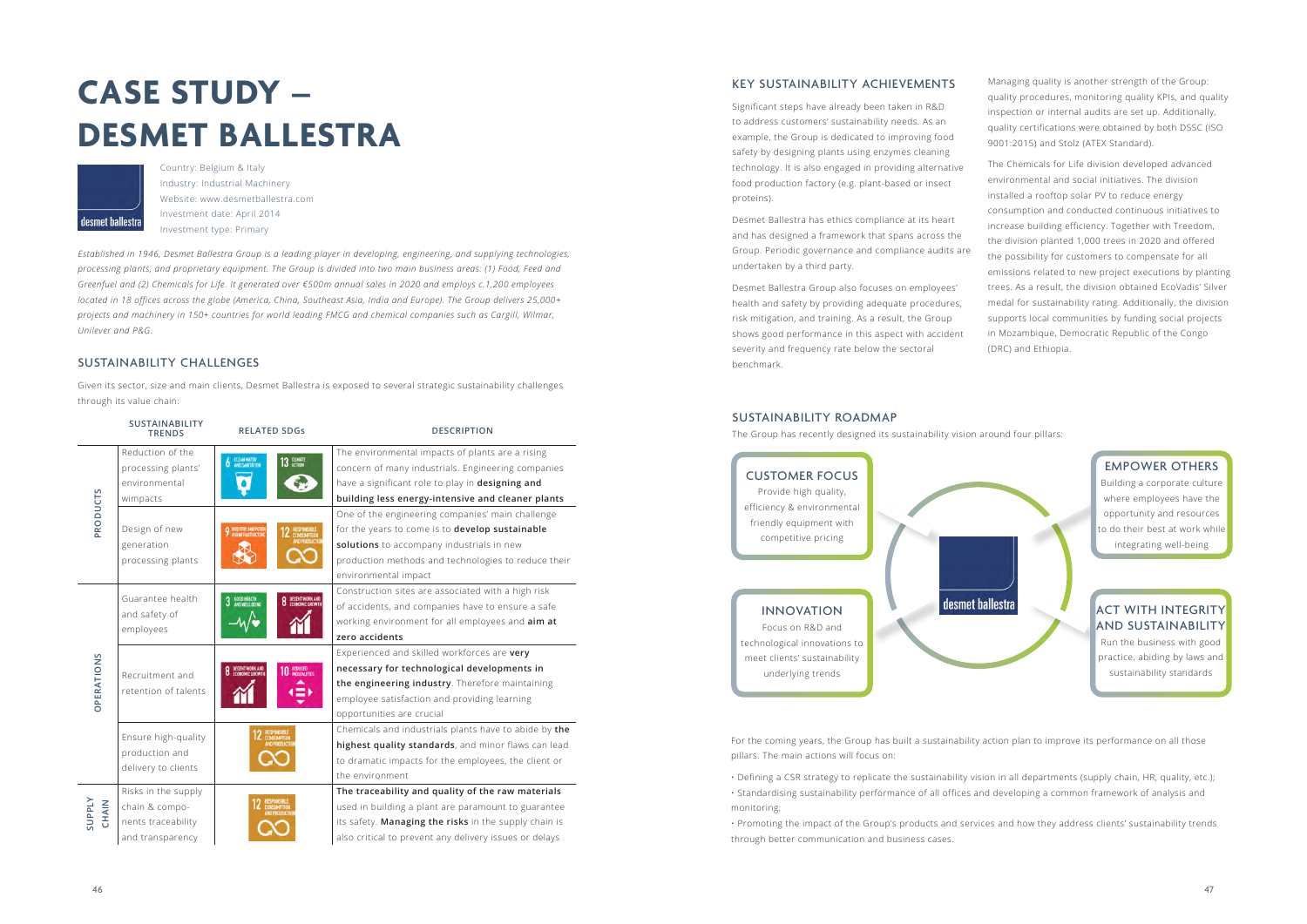# CASE STUDY – DESMET BALLESTRA

Country: Belgium & Italy
Industry: Industrial Machinery
Website: www.desmetballestra.com
Investment date: April 2014
Investment type: Primary

*Established in 1946, Desmet Ballestra Group is a leading player in developing, engineering, and supplying technologies, processing plants, and proprietary equipment. The Group is divided into two main business areas: (1) Food, Feed and Greenfuel and (2) Chemicals for Life. It generated over €500m annual sales in 2020 and employs c.1,200 employees located in 18 offices across the globe (America, China, Southeast Asia, India and Europe). The Group delivers 25,000+ projects and machinery in 150+ countries for world leading FMCG and chemical companies such as Cargill, Wilmar, Unilever and P&G.*

## SUSTAINABILITY CHALLENGES

Given its sector, size and main clients, Desmet Ballestra is exposed to several strategic sustainability challenges through its value chain:

| | SUSTAINABILITY TRENDS | RELATED SDGs | DESCRIPTION |
|---|---|---|---|
| PRODUCTS | Reduction of the processing plants' environmental wimpacts | 6 Clean water and sanitation; 13 Climate action | The environmental impacts of plants are a rising concern of many industrials. Engineering companies have a significant role to play in **designing and building less energy-intensive and cleaner plants** |
| | Design of new generation processing plants | 9 Industry, innovation and infrastructure; 12 Responsible consumption and production | One of the engineering companies' main challenge for the years to come is to **develop sustainable solutions** to accompany industrials in new production methods and technologies to reduce their environmental impact |
| OPERATIONS | Guarantee health and safety of employees | 3 Good health and well-being; 8 Decent work and economic growth | Construction sites are associated with a high risk of accidents, and companies have to ensure a safe working environment for all employees and **aim at zero accidents** |
| | Recruitment and retention of talents | 8 Decent work and economic growth; 10 Reduced inequalities | Experienced and skilled workforces are **very necessary for technological developments in the engineering industry**. Therefore maintaining employee satisfaction and providing learning opportunities are crucial |
| | Ensure high-quality production and delivery to clients | 12 Responsible consumption and production | Chemicals and industrials plants have to abide by **the highest quality standards**, and minor flaws can lead to dramatic impacts for the employees, the client or the environment |
| SUPPLY CHAIN | Risks in the supply chain & components traceability and transparency | 12 Responsible consumption and production | **The traceability and quality of the raw materials** used in building a plant are paramount to guarantee its safety. **Managing the risks** in the supply chain is also critical to prevent any delivery issues or delays |

## KEY SUSTAINABILITY ACHIEVEMENTS

Significant steps have already been taken in R&D to address customers' sustainability needs. As an example, the Group is dedicated to improving food safety by designing plants using enzymes cleaning technology. It is also engaged in providing alternative food production factory (e.g. plant-based or insect proteins).

Desmet Ballestra has ethics compliance at its heart and has designed a framework that spans across the Group. Periodic governance and compliance audits are undertaken by a third party.

Desmet Ballestra Group also focuses on employees' health and safety by providing adequate procedures, risk mitigation, and training. As a result, the Group shows good performance in this aspect with accident severity and frequency rate below the sectoral benchmark.

Managing quality is another strength of the Group: quality procedures, monitoring quality KPIs, and quality inspection or internal audits are set up. Additionally, quality certifications were obtained by both DSSC (ISO 9001:2015) and Stolz (ATEX Standard).

The Chemicals for Life division developed advanced environmental and social initiatives. The division installed a rooftop solar PV to reduce energy consumption and conducted continuous initiatives to increase building efficiency. Together with Treedom, the division planted 1,000 trees in 2020 and offered the possibility for customers to compensate for all emissions related to new project executions by planting trees. As a result, the division obtained EcoVadis' Silver medal for sustainability rating. Additionally, the division supports local communities by funding social projects in Mozambique, Democratic Republic of the Congo (DRC) and Ethiopia.

## SUSTAINABILITY ROADMAP

The Group has recently designed its sustainability vision around four pillars:

**CUSTOMER FOCUS**
Provide high quality, efficiency & environmental friendly equipment with competitive pricing

**INNOVATION**
Focus on R&D and technological innovations to meet clients' sustainability underlying trends

**EMPOWER OTHERS**
Building a corporate culture where employees have the opportunity and resources to do their best at work while integrating well-being

**ACT WITH INTEGRITY AND SUSTAINABILITY**
Run the business with good practice, abiding by laws and sustainability standards

For the coming years, the Group has built a sustainability action plan to improve its performance on all those pillars. The main actions will focus on:

- Defining a CSR strategy to replicate the sustainability vision in all departments (supply chain, HR, quality, etc.);
- Standardising sustainability performance of all offices and developing a common framework of analysis and monitoring;
- Promoting the impact of the Group's products and services and how they address clients' sustainability trends through better communication and business cases.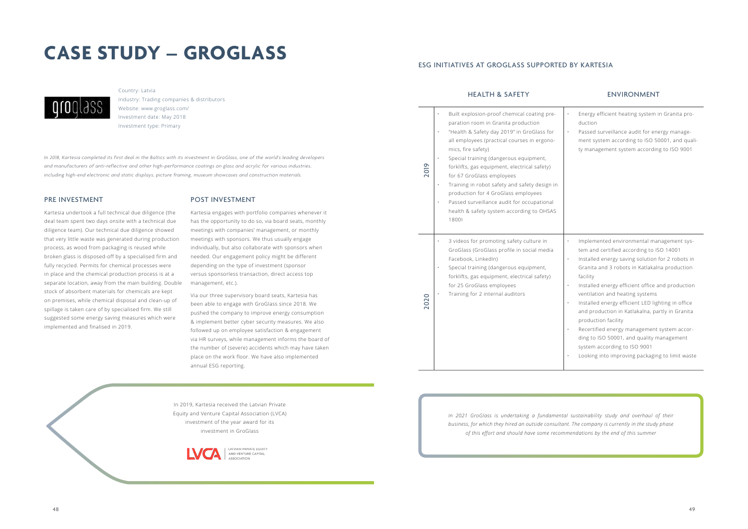# CASE STUDY – GROGLASS

Country: Latvia
Industry: Trading companies & distributors
Website: www.groglass.com/
Investment date: May 2018
Investment type: Primary

*In 2018, Kartesia completed its first deal in the Baltics with its investment in GroGlass, one of the world's leading developers and manufacturers of anti-reflective and other high-performance coatings on glass and acrylic for various industries, including high-end electronic and static displays, picture framing, museum showcases and construction materials.*

## PRE INVESTMENT

Kartesia undertook a full technical due diligence (the deal team spent two days onsite with a technical due diligence team). Our technical due diligence showed that very little waste was generated during production process, as wood from packaging is reused while broken glass is disposed-off by a specialised firm and fully recycled. Permits for chemical processes were in place and the chemical production process is at a separate location, away from the main building. Double stock of absorbent materials for chemicals are kept on premises, while chemical disposal and clean-up of spillage is taken care of by specialised firm. We still suggested some energy saving measures which were implemented and finalised in 2019.

## POST INVESTMENT

Kartesia engages with portfolio companies whenever it has the opportunity to do so, via board seats, monthly meetings with companies' management, or monthly meetings with sponsors. We thus usually engage individually, but also collaborate with sponsors when needed. Our engagement policy might be different depending on the type of investment (sponsor versus sponsorless transaction, direct access top management, etc.).

Via our three supervisory board seats, Kartesia has been able to engage with GroGlass since 2018. We pushed the company to improve energy consumption & implement better cyber security measures. We also followed up on employee satisfaction & engagement via HR surveys, while management informs the board of the number of (severe) accidents which may have taken place on the work floor. We have also implemented annual ESG reporting.

In 2019, Kartesia received the Latvian Private Equity and Venture Capital Association (LVCA) investment of the year award for its investment in GroGlass

LVCA | LATVIAN PRIVATE EQUITY AND VENTURE CAPITAL ASSOCIATION

## ESG INITIATIVES AT GROGLASS SUPPORTED BY KARTESIA

| | HEALTH & SAFETY | ENVIRONMENT |
|---|---|---|
| 2019 | • Built explosion-proof chemical coating preparation room in Granita production<br>• "Health & Safety day 2019" in GroGlass for all employees (practical courses in ergonomics, fire safety)<br>• Special training (dangerous equipment, forklifts, gas equipment, electrical safety) for 67 GroGlass employees<br>• Training in robot safety and safety design in production for 4 GroGlass employees<br>• Passed surveillance audit for occupational health & safety system according to OHSAS 18001 | • Energy efficient heating system in Granita production<br>• Passed surveillance audit for energy management system according to ISO 50001, and quality management system according to ISO 9001 |
| 2020 | • 3 videos for promoting safety culture in GroGlass (GroGlass profile in social media Facebook, LinkedIn)<br>• Special training (dangerous equipment, forklifts, gas equipment, electrical safety) for 25 GroGlass employees<br>• Training for 2 internal auditors | • Implemented environmental management system and certified according to ISO 14001<br>• Installed energy saving solution for 2 robots in Granita and 3 robots in Katlakalna production facility<br>• Installed energy efficient office and production ventilation and heating systems<br>• Installed energy efficient LED lighting in office and production in Katlakalna, partly in Granita production facility<br>• Recertified energy management system according to ISO 50001, and quality management system according to ISO 9001<br>• Looking into improving packaging to limit waste |

*In 2021 GroGlass is undertaking a fundamental sustainability study and overhaul of their business, for which they hired an outside consultant. The company is currently in the study phase of this effort and should have some recommendations by the end of this summer*